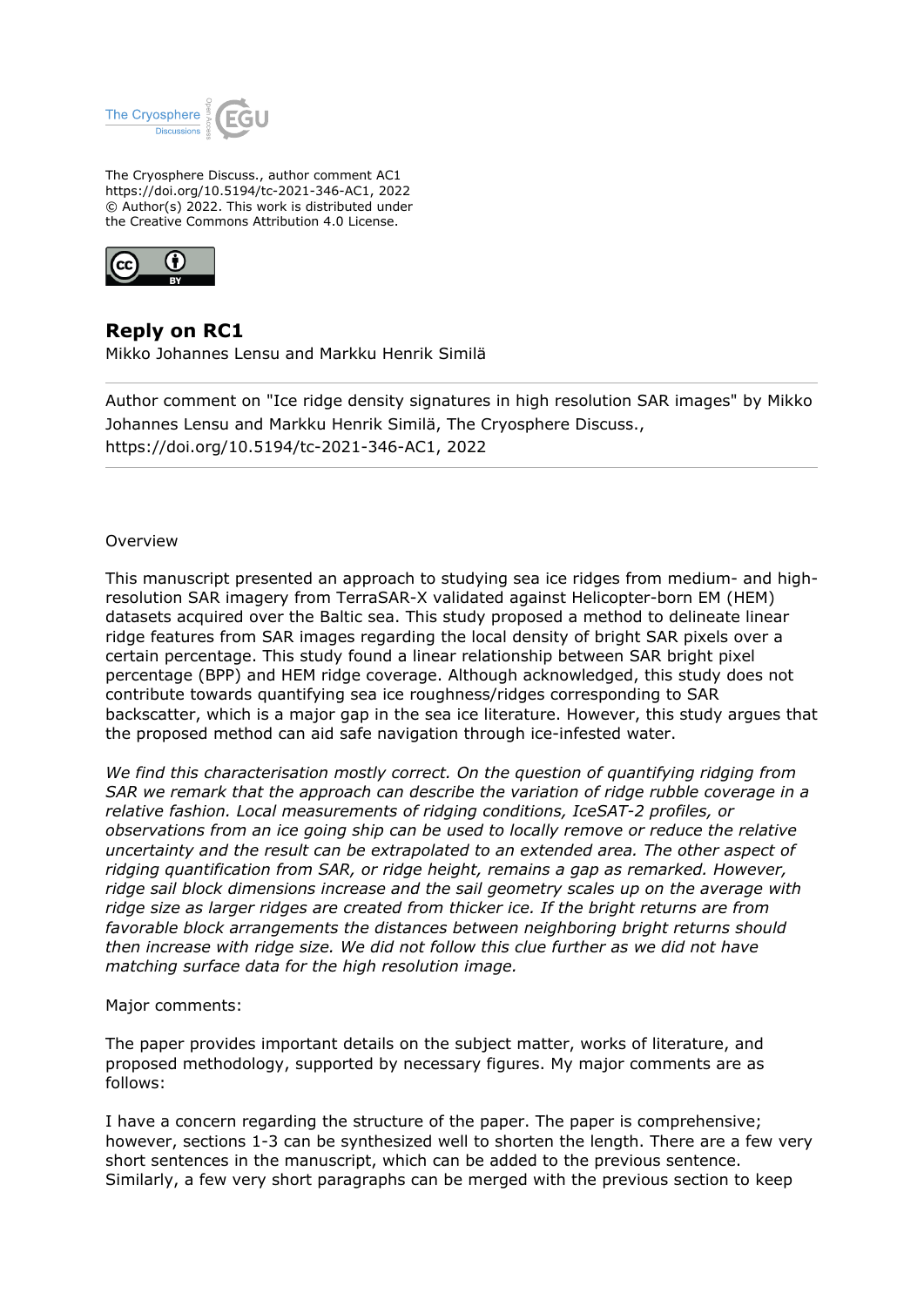The Cryosphere Discuss., author comment AC1
https://doi.org/10.5194/tc-2021-346-AC1, 2022
© Author(s) 2022. This work is distributed under
the Creative Commons Attribution 4.0 License.

## Reply on RC1

Mikko Johannes Lensu and Markku Henrik Similä

Author comment on "Ice ridge density signatures in high resolution SAR images" by Mikko Johannes Lensu and Markku Henrik Similä, The Cryosphere Discuss., https://doi.org/10.5194/tc-2021-346-AC1, 2022

Overview

This manuscript presented an approach to studying sea ice ridges from medium- and high-resolution SAR imagery from TerraSAR-X validated against Helicopter-born EM (HEM) datasets acquired over the Baltic sea. This study proposed a method to delineate linear ridge features from SAR images regarding the local density of bright SAR pixels over a certain percentage. This study found a linear relationship between SAR bright pixel percentage (BPP) and HEM ridge coverage. Although acknowledged, this study does not contribute towards quantifying sea ice roughness/ridges corresponding to SAR backscatter, which is a major gap in the sea ice literature. However, this study argues that the proposed method can aid safe navigation through ice-infested water.

*We find this characterisation mostly correct. On the question of quantifying ridging from SAR we remark that the approach can describe the variation of ridge rubble coverage in a relative fashion. Local measurements of ridging conditions, IceSAT-2 profiles, or observations from an ice going ship can be used to locally remove or reduce the relative uncertainty and the result can be extrapolated to an extended area. The other aspect of ridging quantification from SAR, or ridge height, remains a gap as remarked. However, ridge sail block dimensions increase and the sail geometry scales up on the average with ridge size as larger ridges are created from thicker ice. If the bright returns are from favorable block arrangements the distances between neighboring bright returns should then increase with ridge size. We did not follow this clue further as we did not have matching surface data for the high resolution image.*

Major comments:

The paper provides important details on the subject matter, works of literature, and proposed methodology, supported by necessary figures. My major comments are as follows:

I have a concern regarding the structure of the paper. The paper is comprehensive; however, sections 1-3 can be synthesized well to shorten the length. There are a few very short sentences in the manuscript, which can be added to the previous sentence. Similarly, a few very short paragraphs can be merged with the previous section to keep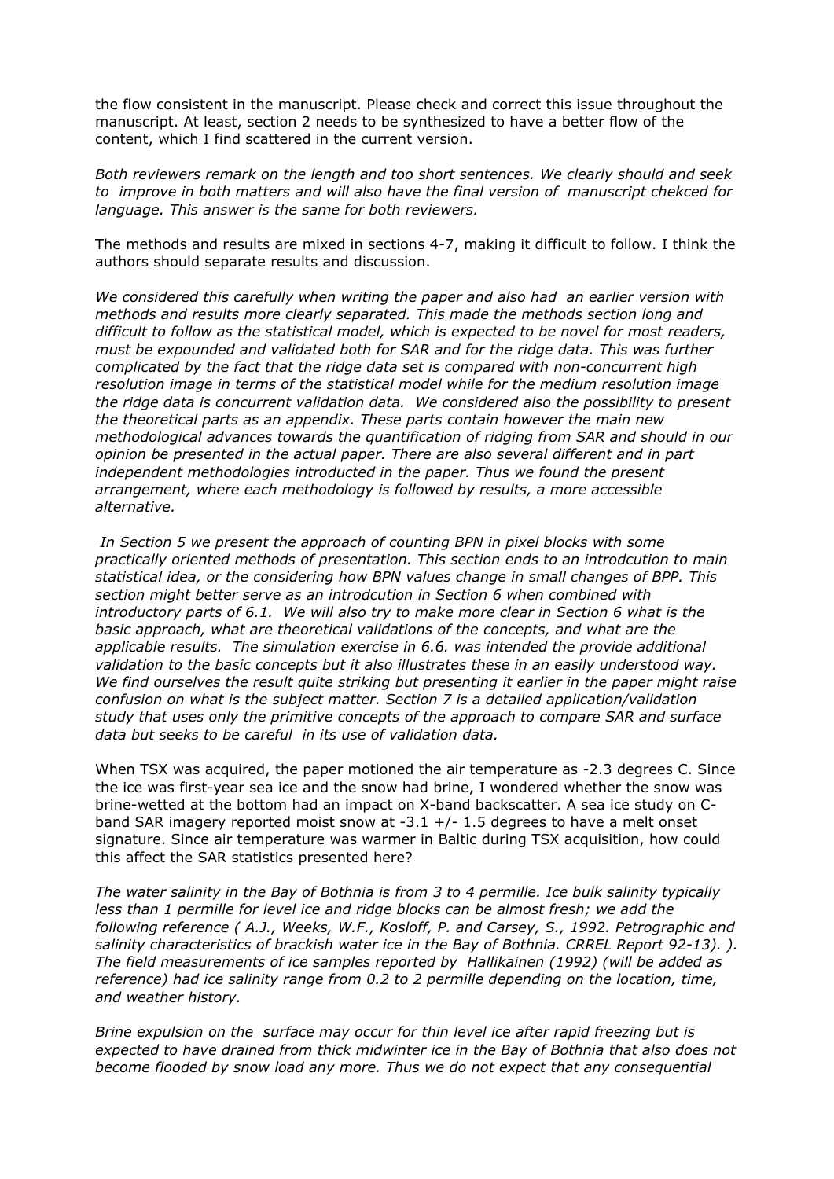the flow consistent in the manuscript. Please check and correct this issue throughout the manuscript. At least, section 2 needs to be synthesized to have a better flow of the content, which I find scattered in the current version.

*Both reviewers remark on the length and too short sentences. We clearly should and seek to improve in both matters and will also have the final version of manuscript chekced for language. This answer is the same for both reviewers.*

The methods and results are mixed in sections 4-7, making it difficult to follow. I think the authors should separate results and discussion.

*We considered this carefully when writing the paper and also had an earlier version with methods and results more clearly separated. This made the methods section long and difficult to follow as the statistical model, which is expected to be novel for most readers, must be expounded and validated both for SAR and for the ridge data. This was further complicated by the fact that the ridge data set is compared with non-concurrent high resolution image in terms of the statistical model while for the medium resolution image the ridge data is concurrent validation data. We considered also the possibility to present the theoretical parts as an appendix. These parts contain however the main new methodological advances towards the quantification of ridging from SAR and should in our opinion be presented in the actual paper. There are also several different and in part independent methodologies introducted in the paper. Thus we found the present arrangement, where each methodology is followed by results, a more accessible alternative.*

*In Section 5 we present the approach of counting BPN in pixel blocks with some practically oriented methods of presentation. This section ends to an introdcution to main statistical idea, or the considering how BPN values change in small changes of BPP. This section might better serve as an introdcution in Section 6 when combined with introductory parts of 6.1. We will also try to make more clear in Section 6 what is the basic approach, what are theoretical validations of the concepts, and what are the applicable results. The simulation exercise in 6.6. was intended the provide additional validation to the basic concepts but it also illustrates these in an easily understood way. We find ourselves the result quite striking but presenting it earlier in the paper might raise confusion on what is the subject matter. Section 7 is a detailed application/validation study that uses only the primitive concepts of the approach to compare SAR and surface data but seeks to be careful in its use of validation data.*

When TSX was acquired, the paper motioned the air temperature as -2.3 degrees C. Since the ice was first-year sea ice and the snow had brine, I wondered whether the snow was brine-wetted at the bottom had an impact on X-band backscatter. A sea ice study on C-band SAR imagery reported moist snow at -3.1 +/- 1.5 degrees to have a melt onset signature. Since air temperature was warmer in Baltic during TSX acquisition, how could this affect the SAR statistics presented here?

*The water salinity in the Bay of Bothnia is from 3 to 4 permille. Ice bulk salinity typically less than 1 permille for level ice and ridge blocks can be almost fresh; we add the following reference ( A.J., Weeks, W.F., Kosloff, P. and Carsey, S., 1992. Petrographic and salinity characteristics of brackish water ice in the Bay of Bothnia. CRREL Report 92-13). ). The field measurements of ice samples reported by Hallikainen (1992) (will be added as reference) had ice salinity range from 0.2 to 2 permille depending on the location, time, and weather history.*

*Brine expulsion on the surface may occur for thin level ice after rapid freezing but is expected to have drained from thick midwinter ice in the Bay of Bothnia that also does not become flooded by snow load any more. Thus we do not expect that any consequential*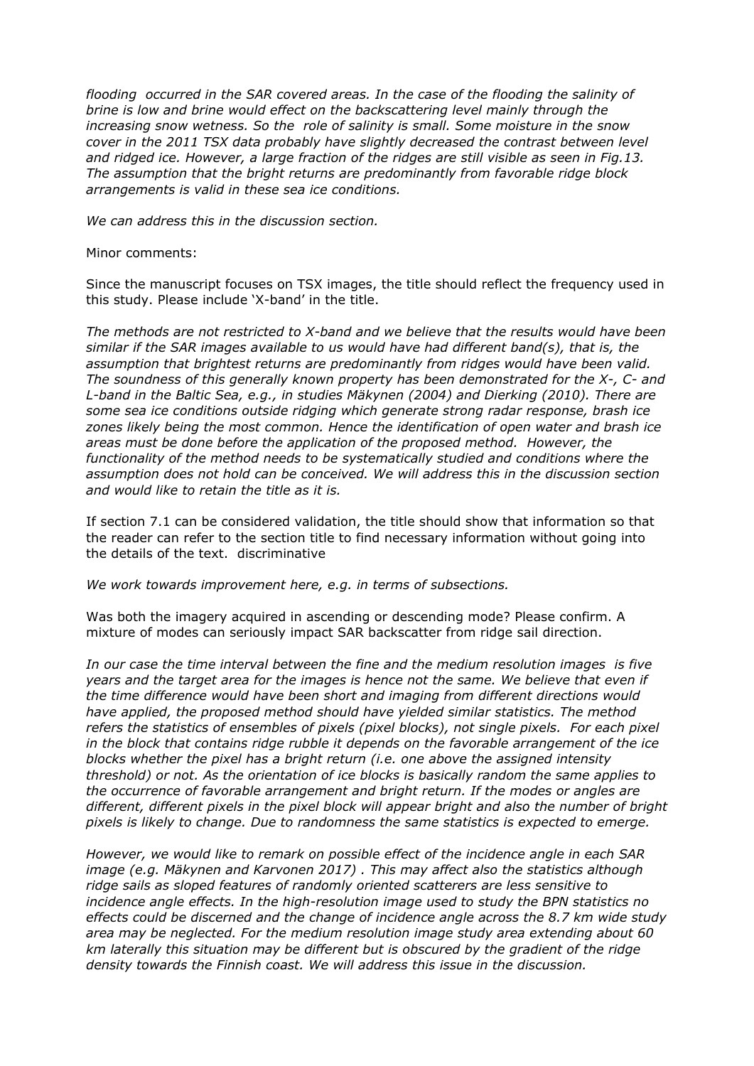*flooding occurred in the SAR covered areas. In the case of the flooding the salinity of brine is low and brine would effect on the backscattering level mainly through the increasing snow wetness. So the role of salinity is small. Some moisture in the snow cover in the 2011 TSX data probably have slightly decreased the contrast between level and ridged ice. However, a large fraction of the ridges are still visible as seen in Fig.13. The assumption that the bright returns are predominantly from favorable ridge block arrangements is valid in these sea ice conditions.*

*We can address this in the discussion section.*

Minor comments:

Since the manuscript focuses on TSX images, the title should reflect the frequency used in this study. Please include 'X-band' in the title.

*The methods are not restricted to X-band and we believe that the results would have been similar if the SAR images available to us would have had different band(s), that is, the assumption that brightest returns are predominantly from ridges would have been valid. The soundness of this generally known property has been demonstrated for the X-, C- and L-band in the Baltic Sea, e.g., in studies Mäkynen (2004) and Dierking (2010). There are some sea ice conditions outside ridging which generate strong radar response, brash ice zones likely being the most common. Hence the identification of open water and brash ice areas must be done before the application of the proposed method. However, the functionality of the method needs to be systematically studied and conditions where the assumption does not hold can be conceived. We will address this in the discussion section and would like to retain the title as it is.*

If section 7.1 can be considered validation, the title should show that information so that the reader can refer to the section title to find necessary information without going into the details of the text. discriminative

*We work towards improvement here, e.g. in terms of subsections.*

Was both the imagery acquired in ascending or descending mode? Please confirm. A mixture of modes can seriously impact SAR backscatter from ridge sail direction.

*In our case the time interval between the fine and the medium resolution images is five years and the target area for the images is hence not the same. We believe that even if the time difference would have been short and imaging from different directions would have applied, the proposed method should have yielded similar statistics. The method refers the statistics of ensembles of pixels (pixel blocks), not single pixels. For each pixel in the block that contains ridge rubble it depends on the favorable arrangement of the ice blocks whether the pixel has a bright return (i.e. one above the assigned intensity threshold) or not. As the orientation of ice blocks is basically random the same applies to the occurrence of favorable arrangement and bright return. If the modes or angles are different, different pixels in the pixel block will appear bright and also the number of bright pixels is likely to change. Due to randomness the same statistics is expected to emerge.*

*However, we would like to remark on possible effect of the incidence angle in each SAR image (e.g. Mäkynen and Karvonen 2017) . This may affect also the statistics although ridge sails as sloped features of randomly oriented scatterers are less sensitive to incidence angle effects. In the high-resolution image used to study the BPN statistics no effects could be discerned and the change of incidence angle across the 8.7 km wide study area may be neglected. For the medium resolution image study area extending about 60 km laterally this situation may be different but is obscured by the gradient of the ridge density towards the Finnish coast. We will address this issue in the discussion.*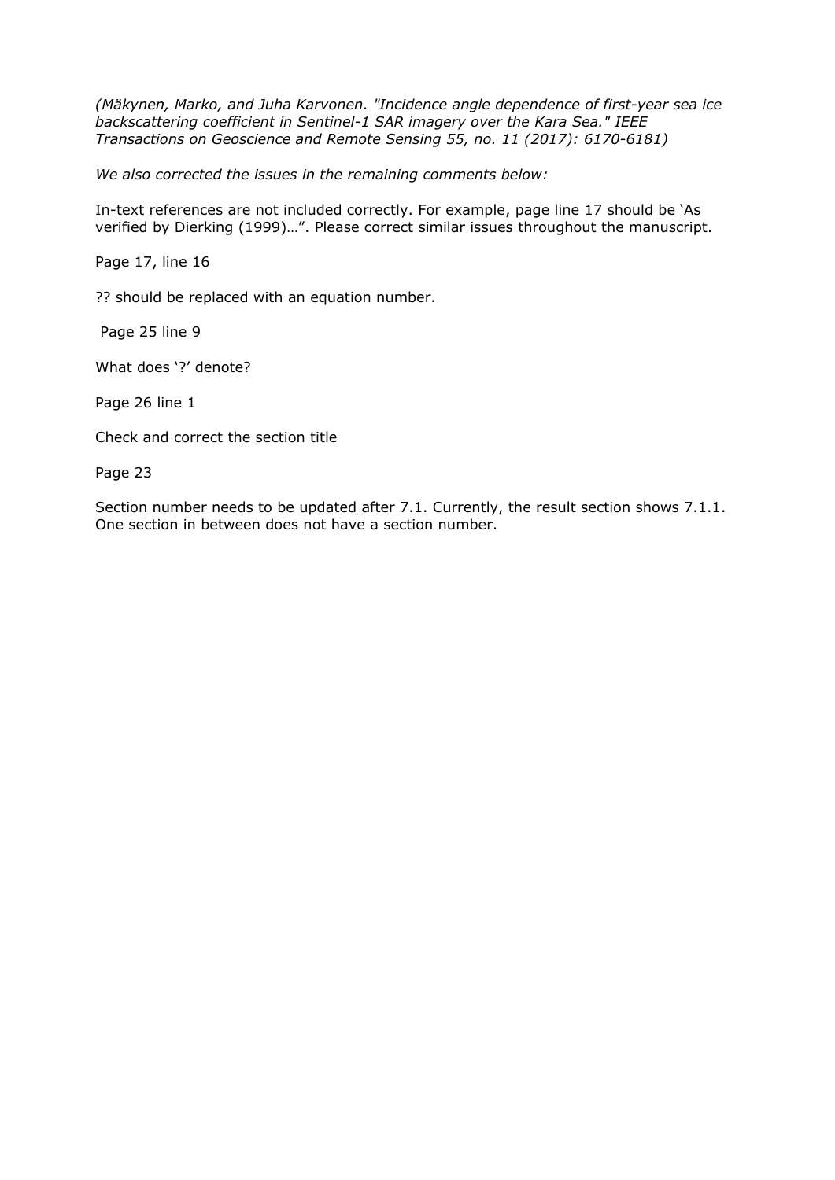*(Mäkynen, Marko, and Juha Karvonen. "Incidence angle dependence of first-year sea ice backscattering coefficient in Sentinel-1 SAR imagery over the Kara Sea." IEEE Transactions on Geoscience and Remote Sensing 55, no. 11 (2017): 6170-6181)*

*We also corrected the issues in the remaining comments below:*

In-text references are not included correctly. For example, page line 17 should be 'As verified by Dierking (1999)…". Please correct similar issues throughout the manuscript.

Page 17, line 16

?? should be replaced with an equation number.

Page 25 line 9

What does '?' denote?

Page 26 line 1

Check and correct the section title

Page 23

Section number needs to be updated after 7.1. Currently, the result section shows 7.1.1. One section in between does not have a section number.